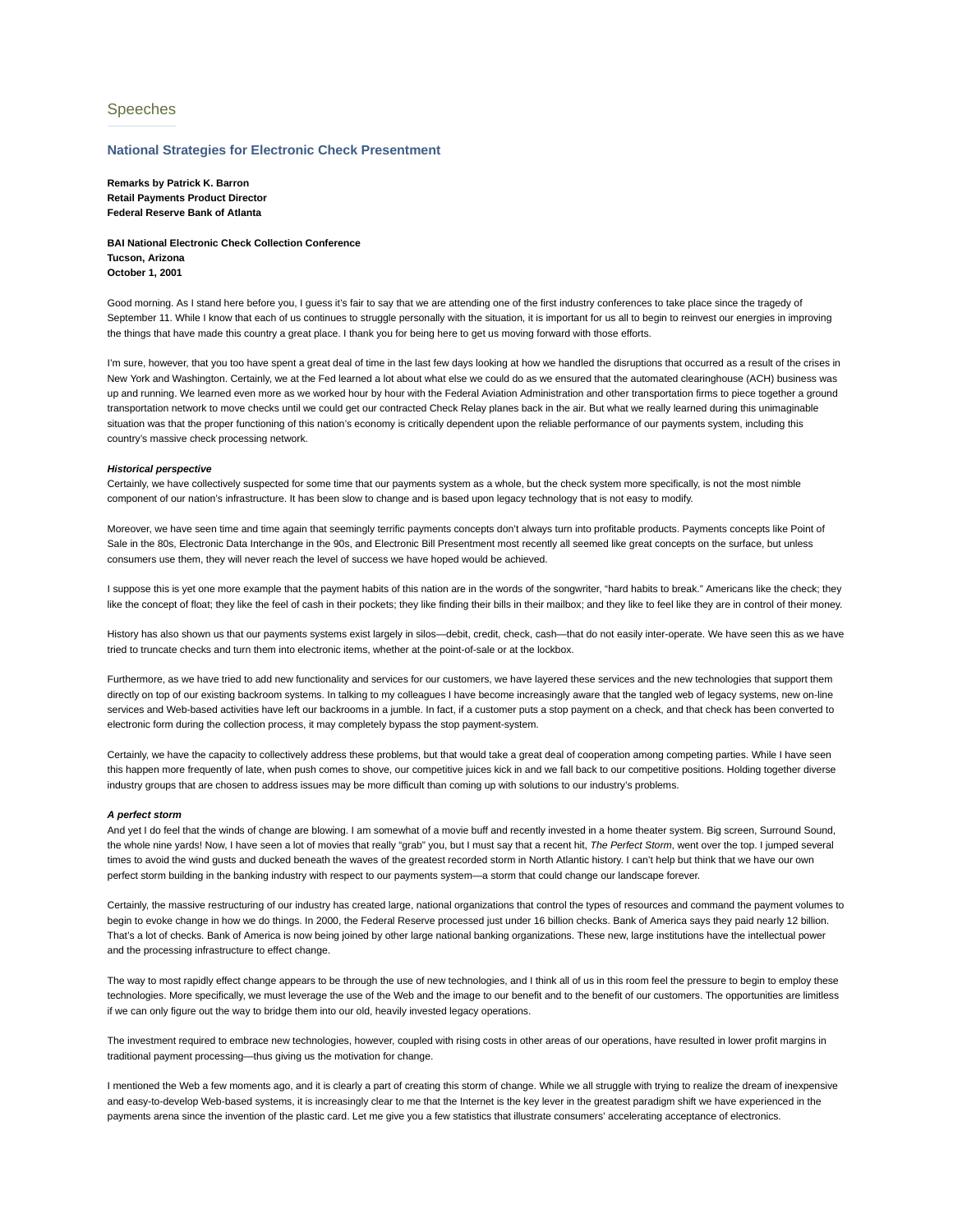Speeches

## National Strategies for Electronic Check Presentment

**Remarks by Patrick K. Barron**
**Retail Payments Product Director**
**Federal Reserve Bank of Atlanta**

**BAI National Electronic Check Collection Conference**
**Tucson, Arizona**
**October 1, 2001**

Good morning. As I stand here before you, I guess it's fair to say that we are attending one of the first industry conferences to take place since the tragedy of September 11. While I know that each of us continues to struggle personally with the situation, it is important for us all to begin to reinvest our energies in improving the things that have made this country a great place. I thank you for being here to get us moving forward with those efforts.

I'm sure, however, that you too have spent a great deal of time in the last few days looking at how we handled the disruptions that occurred as a result of the crises in New York and Washington. Certainly, we at the Fed learned a lot about what else we could do as we ensured that the automated clearinghouse (ACH) business was up and running. We learned even more as we worked hour by hour with the Federal Aviation Administration and other transportation firms to piece together a ground transportation network to move checks until we could get our contracted Check Relay planes back in the air. But what we really learned during this unimaginable situation was that the proper functioning of this nation's economy is critically dependent upon the reliable performance of our payments system, including this country's massive check processing network.

***Historical perspective***

Certainly, we have collectively suspected for some time that our payments system as a whole, but the check system more specifically, is not the most nimble component of our nation's infrastructure. It has been slow to change and is based upon legacy technology that is not easy to modify.

Moreover, we have seen time and time again that seemingly terrific payments concepts don't always turn into profitable products. Payments concepts like Point of Sale in the 80s, Electronic Data Interchange in the 90s, and Electronic Bill Presentment most recently all seemed like great concepts on the surface, but unless consumers use them, they will never reach the level of success we have hoped would be achieved.

I suppose this is yet one more example that the payment habits of this nation are in the words of the songwriter, "hard habits to break." Americans like the check; they like the concept of float; they like the feel of cash in their pockets; they like finding their bills in their mailbox; and they like to feel like they are in control of their money.

History has also shown us that our payments systems exist largely in silos—debit, credit, check, cash—that do not easily inter-operate. We have seen this as we have tried to truncate checks and turn them into electronic items, whether at the point-of-sale or at the lockbox.

Furthermore, as we have tried to add new functionality and services for our customers, we have layered these services and the new technologies that support them directly on top of our existing backroom systems. In talking to my colleagues I have become increasingly aware that the tangled web of legacy systems, new on-line services and Web-based activities have left our backrooms in a jumble. In fact, if a customer puts a stop payment on a check, and that check has been converted to electronic form during the collection process, it may completely bypass the stop payment-system.

Certainly, we have the capacity to collectively address these problems, but that would take a great deal of cooperation among competing parties. While I have seen this happen more frequently of late, when push comes to shove, our competitive juices kick in and we fall back to our competitive positions. Holding together diverse industry groups that are chosen to address issues may be more difficult than coming up with solutions to our industry's problems.

***A perfect storm***

And yet I do feel that the winds of change are blowing. I am somewhat of a movie buff and recently invested in a home theater system. Big screen, Surround Sound, the whole nine yards! Now, I have seen a lot of movies that really "grab" you, but I must say that a recent hit, *The Perfect Storm*, went over the top. I jumped several times to avoid the wind gusts and ducked beneath the waves of the greatest recorded storm in North Atlantic history. I can't help but think that we have our own perfect storm building in the banking industry with respect to our payments system—a storm that could change our landscape forever.

Certainly, the massive restructuring of our industry has created large, national organizations that control the types of resources and command the payment volumes to begin to evoke change in how we do things. In 2000, the Federal Reserve processed just under 16 billion checks. Bank of America says they paid nearly 12 billion. That's a lot of checks. Bank of America is now being joined by other large national banking organizations. These new, large institutions have the intellectual power and the processing infrastructure to effect change.

The way to most rapidly effect change appears to be through the use of new technologies, and I think all of us in this room feel the pressure to begin to employ these technologies. More specifically, we must leverage the use of the Web and the image to our benefit and to the benefit of our customers. The opportunities are limitless if we can only figure out the way to bridge them into our old, heavily invested legacy operations.

The investment required to embrace new technologies, however, coupled with rising costs in other areas of our operations, have resulted in lower profit margins in traditional payment processing—thus giving us the motivation for change.

I mentioned the Web a few moments ago, and it is clearly a part of creating this storm of change. While we all struggle with trying to realize the dream of inexpensive and easy-to-develop Web-based systems, it is increasingly clear to me that the Internet is the key lever in the greatest paradigm shift we have experienced in the payments arena since the invention of the plastic card. Let me give you a few statistics that illustrate consumers' accelerating acceptance of electronics.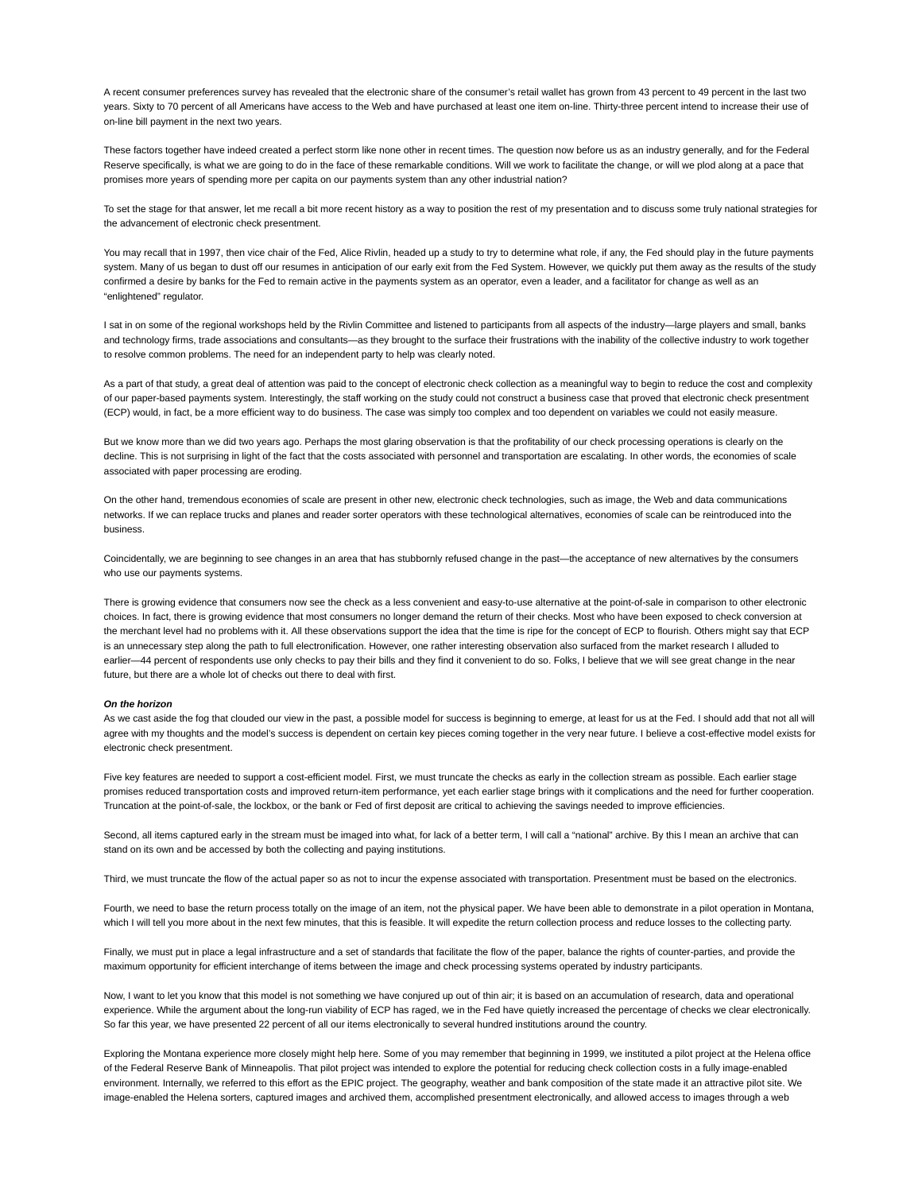A recent consumer preferences survey has revealed that the electronic share of the consumer's retail wallet has grown from 43 percent to 49 percent in the last two years. Sixty to 70 percent of all Americans have access to the Web and have purchased at least one item on-line. Thirty-three percent intend to increase their use of on-line bill payment in the next two years.

These factors together have indeed created a perfect storm like none other in recent times. The question now before us as an industry generally, and for the Federal Reserve specifically, is what we are going to do in the face of these remarkable conditions. Will we work to facilitate the change, or will we plod along at a pace that promises more years of spending more per capita on our payments system than any other industrial nation?

To set the stage for that answer, let me recall a bit more recent history as a way to position the rest of my presentation and to discuss some truly national strategies for the advancement of electronic check presentment.

You may recall that in 1997, then vice chair of the Fed, Alice Rivlin, headed up a study to try to determine what role, if any, the Fed should play in the future payments system. Many of us began to dust off our resumes in anticipation of our early exit from the Fed System. However, we quickly put them away as the results of the study confirmed a desire by banks for the Fed to remain active in the payments system as an operator, even a leader, and a facilitator for change as well as an "enlightened" regulator.

I sat in on some of the regional workshops held by the Rivlin Committee and listened to participants from all aspects of the industry—large players and small, banks and technology firms, trade associations and consultants—as they brought to the surface their frustrations with the inability of the collective industry to work together to resolve common problems. The need for an independent party to help was clearly noted.

As a part of that study, a great deal of attention was paid to the concept of electronic check collection as a meaningful way to begin to reduce the cost and complexity of our paper-based payments system. Interestingly, the staff working on the study could not construct a business case that proved that electronic check presentment (ECP) would, in fact, be a more efficient way to do business. The case was simply too complex and too dependent on variables we could not easily measure.

But we know more than we did two years ago. Perhaps the most glaring observation is that the profitability of our check processing operations is clearly on the decline. This is not surprising in light of the fact that the costs associated with personnel and transportation are escalating. In other words, the economies of scale associated with paper processing are eroding.

On the other hand, tremendous economies of scale are present in other new, electronic check technologies, such as image, the Web and data communications networks. If we can replace trucks and planes and reader sorter operators with these technological alternatives, economies of scale can be reintroduced into the business.

Coincidentally, we are beginning to see changes in an area that has stubbornly refused change in the past—the acceptance of new alternatives by the consumers who use our payments systems.

There is growing evidence that consumers now see the check as a less convenient and easy-to-use alternative at the point-of-sale in comparison to other electronic choices. In fact, there is growing evidence that most consumers no longer demand the return of their checks. Most who have been exposed to check conversion at the merchant level had no problems with it. All these observations support the idea that the time is ripe for the concept of ECP to flourish. Others might say that ECP is an unnecessary step along the path to full electronification. However, one rather interesting observation also surfaced from the market research I alluded to earlier—44 percent of respondents use only checks to pay their bills and they find it convenient to do so. Folks, I believe that we will see great change in the near future, but there are a whole lot of checks out there to deal with first.

***On the horizon***

As we cast aside the fog that clouded our view in the past, a possible model for success is beginning to emerge, at least for us at the Fed. I should add that not all will agree with my thoughts and the model's success is dependent on certain key pieces coming together in the very near future. I believe a cost-effective model exists for electronic check presentment.

Five key features are needed to support a cost-efficient model. First, we must truncate the checks as early in the collection stream as possible. Each earlier stage promises reduced transportation costs and improved return-item performance, yet each earlier stage brings with it complications and the need for further cooperation. Truncation at the point-of-sale, the lockbox, or the bank or Fed of first deposit are critical to achieving the savings needed to improve efficiencies.

Second, all items captured early in the stream must be imaged into what, for lack of a better term, I will call a "national" archive. By this I mean an archive that can stand on its own and be accessed by both the collecting and paying institutions.

Third, we must truncate the flow of the actual paper so as not to incur the expense associated with transportation. Presentment must be based on the electronics.

Fourth, we need to base the return process totally on the image of an item, not the physical paper. We have been able to demonstrate in a pilot operation in Montana, which I will tell you more about in the next few minutes, that this is feasible. It will expedite the return collection process and reduce losses to the collecting party.

Finally, we must put in place a legal infrastructure and a set of standards that facilitate the flow of the paper, balance the rights of counter-parties, and provide the maximum opportunity for efficient interchange of items between the image and check processing systems operated by industry participants.

Now, I want to let you know that this model is not something we have conjured up out of thin air; it is based on an accumulation of research, data and operational experience. While the argument about the long-run viability of ECP has raged, we in the Fed have quietly increased the percentage of checks we clear electronically. So far this year, we have presented 22 percent of all our items electronically to several hundred institutions around the country.

Exploring the Montana experience more closely might help here. Some of you may remember that beginning in 1999, we instituted a pilot project at the Helena office of the Federal Reserve Bank of Minneapolis. That pilot project was intended to explore the potential for reducing check collection costs in a fully image-enabled environment. Internally, we referred to this effort as the EPIC project. The geography, weather and bank composition of the state made it an attractive pilot site. We image-enabled the Helena sorters, captured images and archived them, accomplished presentment electronically, and allowed access to images through a web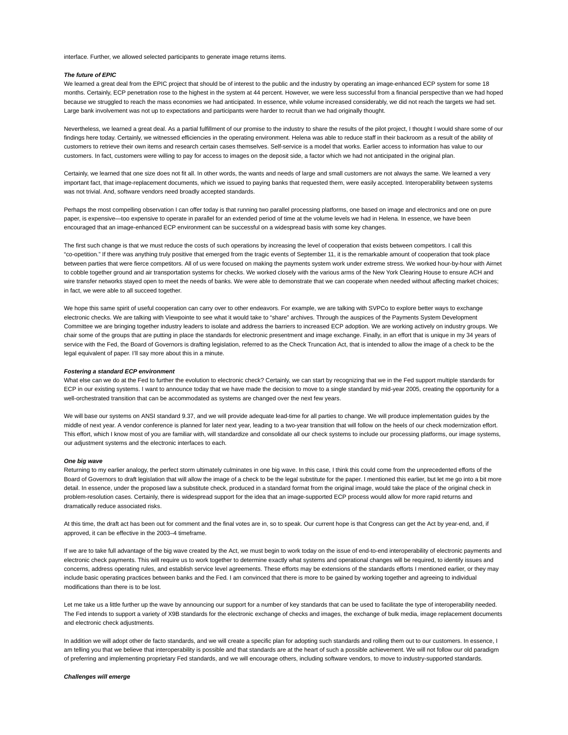interface. Further, we allowed selected participants to generate image returns items.

***The future of EPIC***

We learned a great deal from the EPIC project that should be of interest to the public and the industry by operating an image-enhanced ECP system for some 18 months. Certainly, ECP penetration rose to the highest in the system at 44 percent. However, we were less successful from a financial perspective than we had hoped because we struggled to reach the mass economies we had anticipated. In essence, while volume increased considerably, we did not reach the targets we had set. Large bank involvement was not up to expectations and participants were harder to recruit than we had originally thought.

Nevertheless, we learned a great deal. As a partial fulfillment of our promise to the industry to share the results of the pilot project, I thought I would share some of our findings here today. Certainly, we witnessed efficiencies in the operating environment. Helena was able to reduce staff in their backroom as a result of the ability of customers to retrieve their own items and research certain cases themselves. Self-service is a model that works. Earlier access to information has value to our customers. In fact, customers were willing to pay for access to images on the deposit side, a factor which we had not anticipated in the original plan.

Certainly, we learned that one size does not fit all. In other words, the wants and needs of large and small customers are not always the same. We learned a very important fact, that image-replacement documents, which we issued to paying banks that requested them, were easily accepted. Interoperability between systems was not trivial. And, software vendors need broadly accepted standards.

Perhaps the most compelling observation I can offer today is that running two parallel processing platforms, one based on image and electronics and one on pure paper, is expensive—too expensive to operate in parallel for an extended period of time at the volume levels we had in Helena. In essence, we have been encouraged that an image-enhanced ECP environment can be successful on a widespread basis with some key changes.

The first such change is that we must reduce the costs of such operations by increasing the level of cooperation that exists between competitors. I call this "co-opetition." If there was anything truly positive that emerged from the tragic events of September 11, it is the remarkable amount of cooperation that took place between parties that were fierce competitors. All of us were focused on making the payments system work under extreme stress. We worked hour-by-hour with Airnet to cobble together ground and air transportation systems for checks. We worked closely with the various arms of the New York Clearing House to ensure ACH and wire transfer networks stayed open to meet the needs of banks. We were able to demonstrate that we can cooperate when needed without affecting market choices; in fact, we were able to all succeed together.

We hope this same spirit of useful cooperation can carry over to other endeavors. For example, we are talking with SVPCo to explore better ways to exchange electronic checks. We are talking with Viewpointe to see what it would take to "share" archives. Through the auspices of the Payments System Development Committee we are bringing together industry leaders to isolate and address the barriers to increased ECP adoption. We are working actively on industry groups. We chair some of the groups that are putting in place the standards for electronic presentment and image exchange. Finally, in an effort that is unique in my 34 years of service with the Fed, the Board of Governors is drafting legislation, referred to as the Check Truncation Act, that is intended to allow the image of a check to be the legal equivalent of paper. I'll say more about this in a minute.

***Fostering a standard ECP environment***

What else can we do at the Fed to further the evolution to electronic check? Certainly, we can start by recognizing that we in the Fed support multiple standards for ECP in our existing systems. I want to announce today that we have made the decision to move to a single standard by mid-year 2005, creating the opportunity for a well-orchestrated transition that can be accommodated as systems are changed over the next few years.

We will base our systems on ANSI standard 9.37, and we will provide adequate lead-time for all parties to change. We will produce implementation guides by the middle of next year. A vendor conference is planned for later next year, leading to a two-year transition that will follow on the heels of our check modernization effort. This effort, which I know most of you are familiar with, will standardize and consolidate all our check systems to include our processing platforms, our image systems, our adjustment systems and the electronic interfaces to each.

***One big wave***

Returning to my earlier analogy, the perfect storm ultimately culminates in one big wave. In this case, I think this could come from the unprecedented efforts of the Board of Governors to draft legislation that will allow the image of a check to be the legal substitute for the paper. I mentioned this earlier, but let me go into a bit more detail. In essence, under the proposed law a substitute check, produced in a standard format from the original image, would take the place of the original check in problem-resolution cases. Certainly, there is widespread support for the idea that an image-supported ECP process would allow for more rapid returns and dramatically reduce associated risks.

At this time, the draft act has been out for comment and the final votes are in, so to speak. Our current hope is that Congress can get the Act by year-end, and, if approved, it can be effective in the 2003–4 timeframe.

If we are to take full advantage of the big wave created by the Act, we must begin to work today on the issue of end-to-end interoperability of electronic payments and electronic check payments. This will require us to work together to determine exactly what systems and operational changes will be required, to identify issues and concerns, address operating rules, and establish service level agreements. These efforts may be extensions of the standards efforts I mentioned earlier, or they may include basic operating practices between banks and the Fed. I am convinced that there is more to be gained by working together and agreeing to individual modifications than there is to be lost.

Let me take us a little further up the wave by announcing our support for a number of key standards that can be used to facilitate the type of interoperability needed. The Fed intends to support a variety of X9B standards for the electronic exchange of checks and images, the exchange of bulk media, image replacement documents and electronic check adjustments.

In addition we will adopt other de facto standards, and we will create a specific plan for adopting such standards and rolling them out to our customers. In essence, I am telling you that we believe that interoperability is possible and that standards are at the heart of such a possible achievement. We will not follow our old paradigm of preferring and implementing proprietary Fed standards, and we will encourage others, including software vendors, to move to industry-supported standards.

***Challenges will emerge***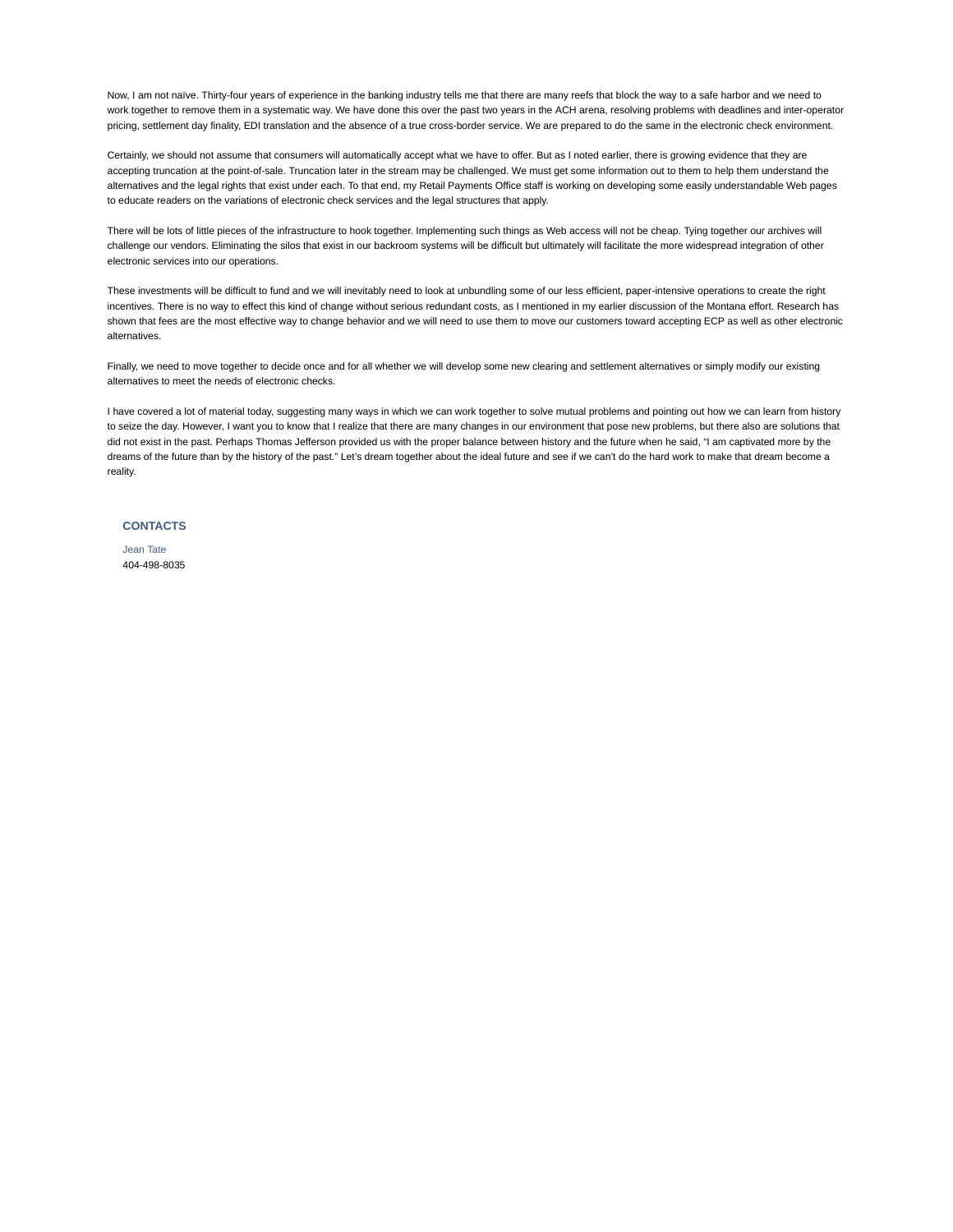Now, I am not naïve. Thirty-four years of experience in the banking industry tells me that there are many reefs that block the way to a safe harbor and we need to work together to remove them in a systematic way. We have done this over the past two years in the ACH arena, resolving problems with deadlines and inter-operator pricing, settlement day finality, EDI translation and the absence of a true cross-border service. We are prepared to do the same in the electronic check environment.

Certainly, we should not assume that consumers will automatically accept what we have to offer. But as I noted earlier, there is growing evidence that they are accepting truncation at the point-of-sale. Truncation later in the stream may be challenged. We must get some information out to them to help them understand the alternatives and the legal rights that exist under each. To that end, my Retail Payments Office staff is working on developing some easily understandable Web pages to educate readers on the variations of electronic check services and the legal structures that apply.

There will be lots of little pieces of the infrastructure to hook together. Implementing such things as Web access will not be cheap. Tying together our archives will challenge our vendors. Eliminating the silos that exist in our backroom systems will be difficult but ultimately will facilitate the more widespread integration of other electronic services into our operations.

These investments will be difficult to fund and we will inevitably need to look at unbundling some of our less efficient, paper-intensive operations to create the right incentives. There is no way to effect this kind of change without serious redundant costs, as I mentioned in my earlier discussion of the Montana effort. Research has shown that fees are the most effective way to change behavior and we will need to use them to move our customers toward accepting ECP as well as other electronic alternatives.

Finally, we need to move together to decide once and for all whether we will develop some new clearing and settlement alternatives or simply modify our existing alternatives to meet the needs of electronic checks.

I have covered a lot of material today, suggesting many ways in which we can work together to solve mutual problems and pointing out how we can learn from history to seize the day. However, I want you to know that I realize that there are many changes in our environment that pose new problems, but there also are solutions that did not exist in the past. Perhaps Thomas Jefferson provided us with the proper balance between history and the future when he said, “I am captivated more by the dreams of the future than by the history of the past.” Let’s dream together about the ideal future and see if we can’t do the hard work to make that dream become a reality.

### CONTACTS

Jean Tate
404-498-8035